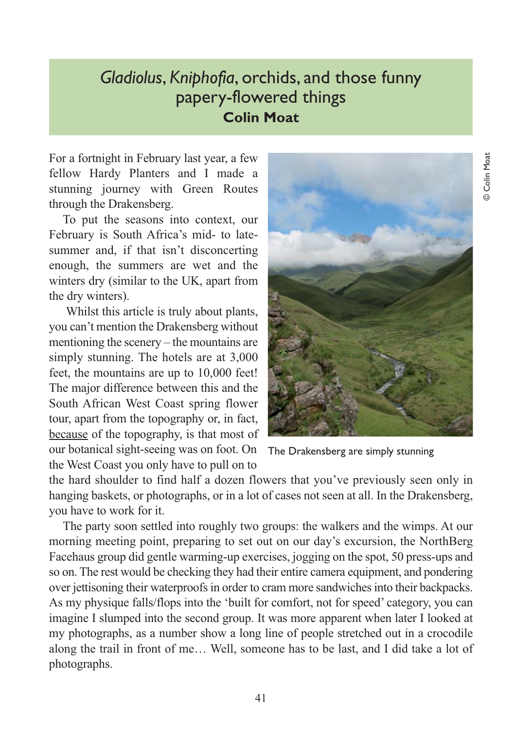# *Gladiolus*, *Kniphofia*, orchids, and those funny papery-flowered things

**Colin Moat**

For a fortnight in February last year, a few fellow Hardy Planters and I made a stunning journey with Green Routes through the Drakensberg.

To put the seasons into context, our February is South Africa's mid- to late-summer and, if that isn't disconcerting enough, the summers are wet and the winters dry (similar to the UK, apart from the dry winters).

Whilst this article is truly about plants, you can't mention the Drakensberg without mentioning the scenery – the mountains are simply stunning. The hotels are at 3,000 feet, the mountains are up to 10,000 feet! The major difference between this and the South African West Coast spring flower tour, apart from the topography or, in fact, because of the topography, is that most of our botanical sight-seeing was on foot. On the West Coast you only have to pull on to the hard shoulder to find half a dozen flowers that you've previously seen only in hanging baskets, or photographs, or in a lot of cases not seen at all. In the Drakensberg, you have to work for it.

© Colin Moat

The Drakensberg are simply stunning

The party soon settled into roughly two groups: the walkers and the wimps. At our morning meeting point, preparing to set out on our day's excursion, the NorthBerg Facehaus group did gentle warming-up exercises, jogging on the spot, 50 press-ups and so on. The rest would be checking they had their entire camera equipment, and pondering over jettisoning their waterproofs in order to cram more sandwiches into their backpacks. As my physique falls/flops into the 'built for comfort, not for speed' category, you can imagine I slumped into the second group. It was more apparent when later I looked at my photographs, as a number show a long line of people stretched out in a crocodile along the trail in front of me… Well, someone has to be last, and I did take a lot of photographs.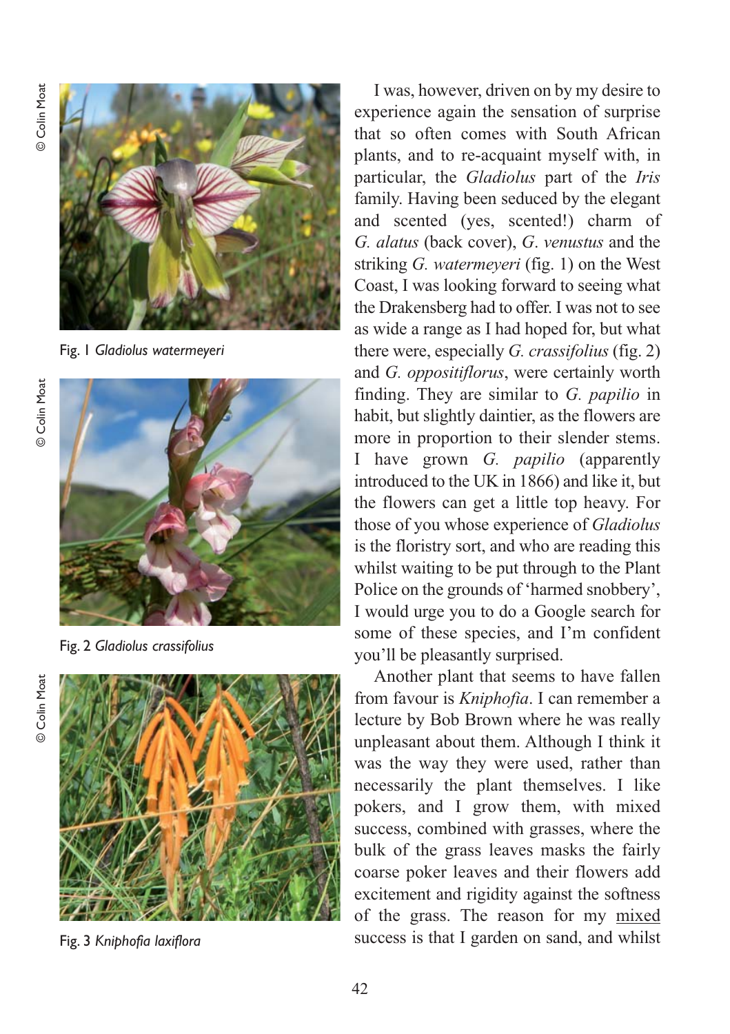Fig. 1 *Gladiolus watermeyeri*

Fig. 2 *Gladiolus crassifolius*

Fig. 3 *Kniphofia laxiflora*

I was, however, driven on by my desire to experience again the sensation of surprise that so often comes with South African plants, and to re-acquaint myself with, in particular, the *Gladiolus* part of the *Iris* family. Having been seduced by the elegant and scented (yes, scented!) charm of *G. alatus* (back cover), *G. venustus* and the striking *G. watermeyeri* (fig. 1) on the West Coast, I was looking forward to seeing what the Drakensberg had to offer. I was not to see as wide a range as I had hoped for, but what there were, especially *G. crassifolius* (fig. 2) and *G. oppositiflorus*, were certainly worth finding. They are similar to *G. papilio* in habit, but slightly daintier, as the flowers are more in proportion to their slender stems. I have grown *G. papilio* (apparently introduced to the UK in 1866) and like it, but the flowers can get a little top heavy. For those of you whose experience of *Gladiolus* is the floristry sort, and who are reading this whilst waiting to be put through to the Plant Police on the grounds of 'harmed snobbery', I would urge you to do a Google search for some of these species, and I'm confident you'll be pleasantly surprised.

Another plant that seems to have fallen from favour is *Kniphofia*. I can remember a lecture by Bob Brown where he was really unpleasant about them. Although I think it was the way they were used, rather than necessarily the plant themselves. I like pokers, and I grow them, with mixed success, combined with grasses, where the bulk of the grass leaves masks the fairly coarse poker leaves and their flowers add excitement and rigidity against the softness of the grass. The reason for my mixed success is that I garden on sand, and whilst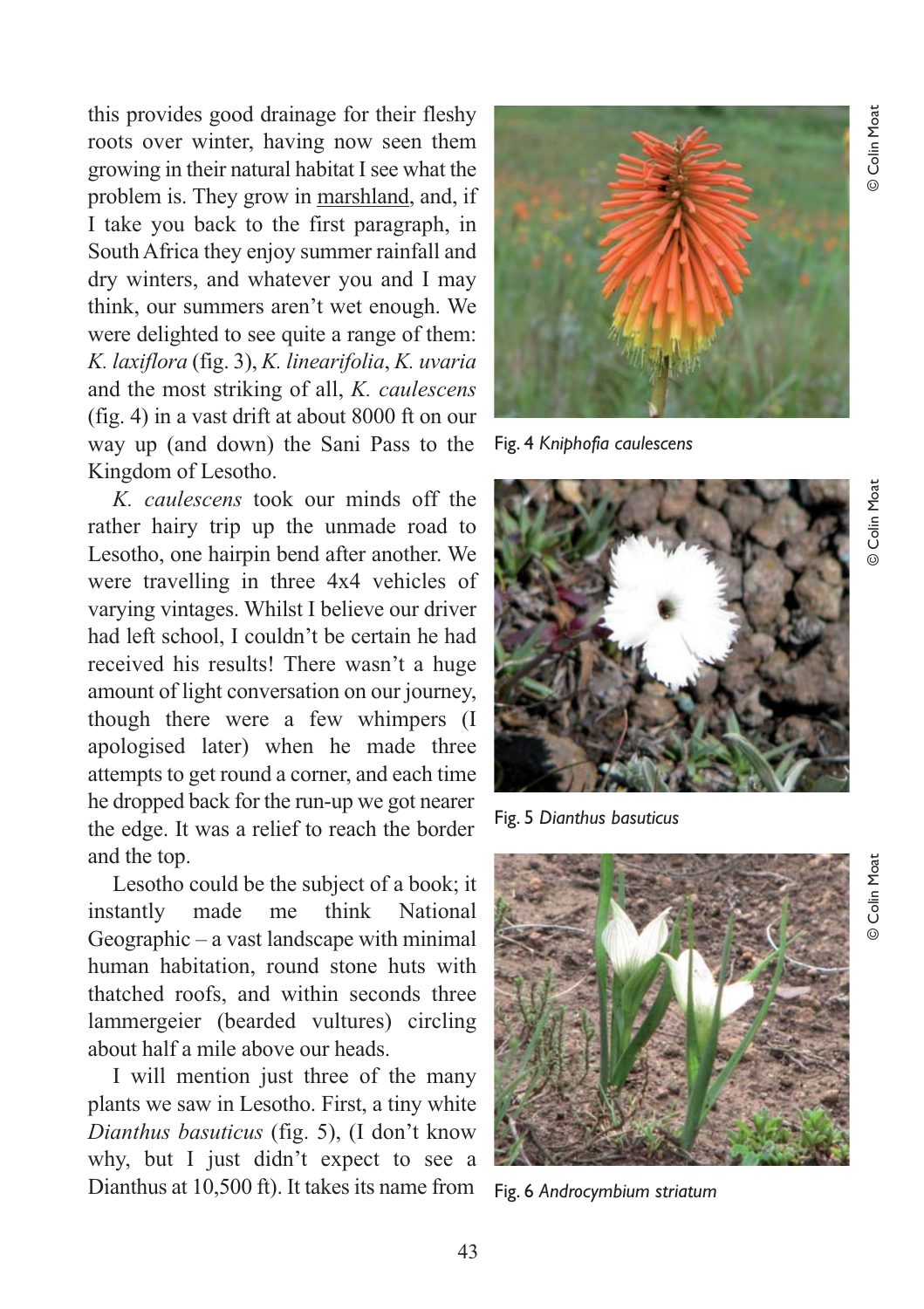this provides good drainage for their fleshy roots over winter, having now seen them growing in their natural habitat I see what the problem is. They grow in marshland, and, if I take you back to the first paragraph, in South Africa they enjoy summer rainfall and dry winters, and whatever you and I may think, our summers aren't wet enough. We were delighted to see quite a range of them: *K. laxiflora* (fig. 3), *K. linearifolia*, *K. uvaria* and the most striking of all, *K. caulescens* (fig. 4) in a vast drift at about 8000 ft on our way up (and down) the Sani Pass to the Kingdom of Lesotho.

*K. caulescens* took our minds off the rather hairy trip up the unmade road to Lesotho, one hairpin bend after another. We were travelling in three 4x4 vehicles of varying vintages. Whilst I believe our driver had left school, I couldn't be certain he had received his results! There wasn't a huge amount of light conversation on our journey, though there were a few whimpers (I apologised later) when he made three attempts to get round a corner, and each time he dropped back for the run-up we got nearer the edge. It was a relief to reach the border and the top.

Lesotho could be the subject of a book; it instantly made me think National Geographic – a vast landscape with minimal human habitation, round stone huts with thatched roofs, and within seconds three lammergeier (bearded vultures) circling about half a mile above our heads.

I will mention just three of the many plants we saw in Lesotho. First, a tiny white *Dianthus basuticus* (fig. 5), (I don't know why, but I just didn't expect to see a Dianthus at 10,500 ft). It takes its name from

Fig. 4 *Kniphofia caulescens*

© Colin Moat

Fig. 5 *Dianthus basuticus*

© Colin Moat

Fig. 6 *Androcymbium striatum*

© Colin Moat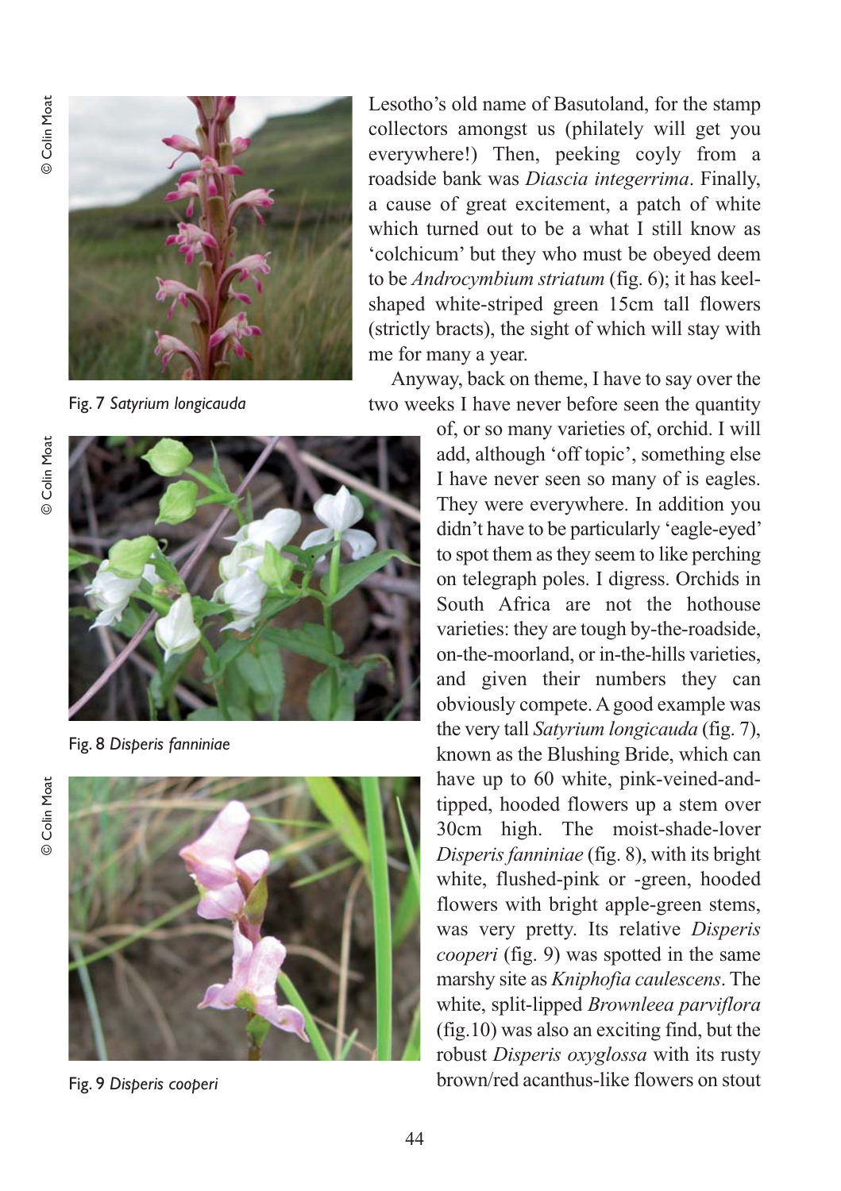© Colin Moat

Fig. 7 *Satyrium longicauda*

© Colin Moat

Fig. 8 *Disperis fanniniae*

© Colin Moat

Fig. 9 *Disperis cooperi*

Lesotho's old name of Basutoland, for the stamp collectors amongst us (philately will get you everywhere!) Then, peeking coyly from a roadside bank was *Diascia integerrima*. Finally, a cause of great excitement, a patch of white which turned out to be a what I still know as 'colchicum' but they who must be obeyed deem to be *Androcymbium striatum* (fig. 6); it has keel-shaped white-striped green 15cm tall flowers (strictly bracts), the sight of which will stay with me for many a year.

Anyway, back on theme, I have to say over the two weeks I have never before seen the quantity of, or so many varieties of, orchid. I will add, although 'off topic', something else I have never seen so many of is eagles. They were everywhere. In addition you didn't have to be particularly 'eagle-eyed' to spot them as they seem to like perching on telegraph poles. I digress. Orchids in South Africa are not the hothouse varieties: they are tough by-the-roadside, on-the-moorland, or in-the-hills varieties, and given their numbers they can obviously compete. A good example was the very tall *Satyrium longicauda* (fig. 7), known as the Blushing Bride, which can have up to 60 white, pink-veined-and-tipped, hooded flowers up a stem over 30cm high. The moist-shade-lover *Disperis fanniniae* (fig. 8), with its bright white, flushed-pink or -green, hooded flowers with bright apple-green stems, was very pretty. Its relative *Disperis cooperi* (fig. 9) was spotted in the same marshy site as *Kniphofia caulescens*. The white, split-lipped *Brownleea parviflora* (fig.10) was also an exciting find, but the robust *Disperis oxyglossa* with its rusty brown/red acanthus-like flowers on stout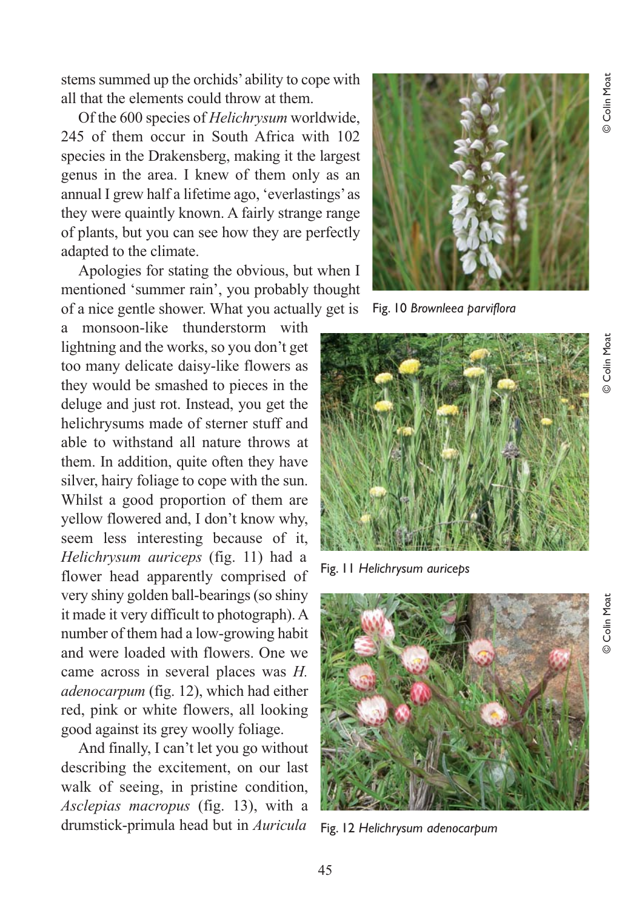stems summed up the orchids' ability to cope with all that the elements could throw at them.

Of the 600 species of *Helichrysum* worldwide, 245 of them occur in South Africa with 102 species in the Drakensberg, making it the largest genus in the area. I knew of them only as an annual I grew half a lifetime ago, 'everlastings' as they were quaintly known. A fairly strange range of plants, but you can see how they are perfectly adapted to the climate.

Apologies for stating the obvious, but when I mentioned 'summer rain', you probably thought of a nice gentle shower. What you actually get is a monsoon-like thunderstorm with lightning and the works, so you don't get too many delicate daisy-like flowers as they would be smashed to pieces in the deluge and just rot. Instead, you get the helichrysums made of sterner stuff and able to withstand all nature throws at them. In addition, quite often they have silver, hairy foliage to cope with the sun. Whilst a good proportion of them are yellow flowered and, I don't know why, seem less interesting because of it, *Helichrysum auriceps* (fig. 11) had a flower head apparently comprised of very shiny golden ball-bearings (so shiny it made it very difficult to photograph). A number of them had a low-growing habit and were loaded with flowers. One we came across in several places was *H. adenocarpum* (fig. 12), which had either red, pink or white flowers, all looking good against its grey woolly foliage.

And finally, I can't let you go without describing the excitement, on our last walk of seeing, in pristine condition, *Asclepias macropus* (fig. 13), with a drumstick-primula head but in *Auricula*

Fig. 10 *Brownleea parviflora* © Colin Moat

Fig. 11 *Helichrysum auriceps* © Colin Moat

Fig. 12 *Helichrysum adenocarpum* © Colin Moat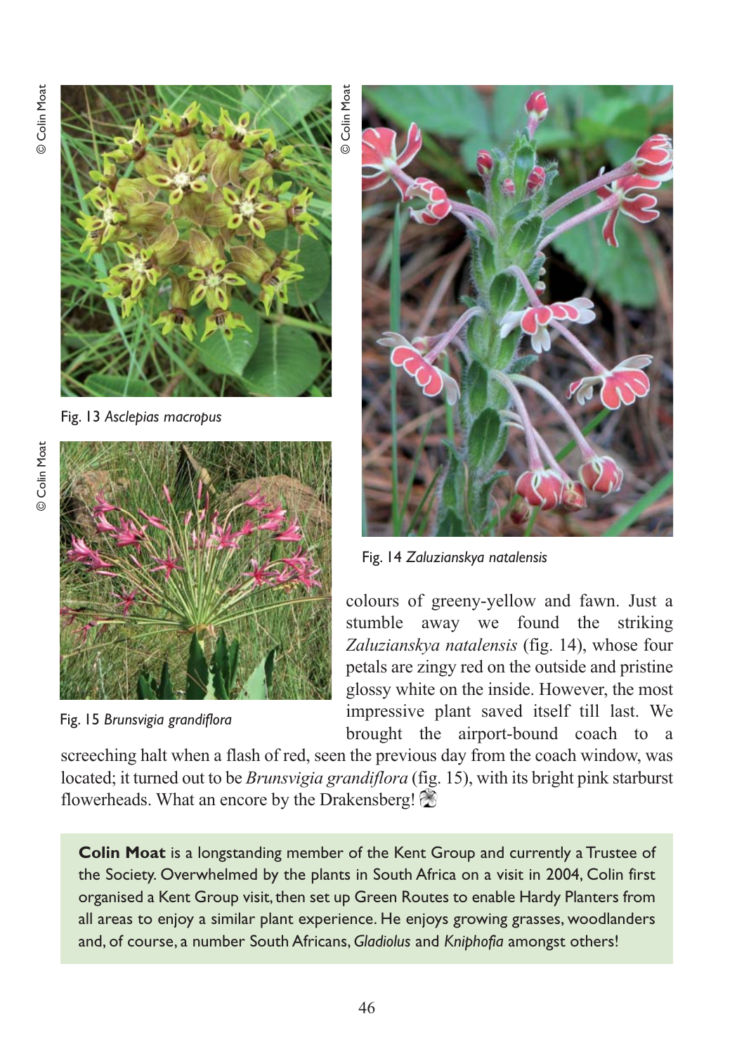Fig. 13 *Asclepias macropus*

Fig. 14 *Zaluzianskya natalensis*

Fig. 15 *Brunsvigia grandiflora*

colours of greeny-yellow and fawn. Just a stumble away we found the striking *Zaluzianskya natalensis* (fig. 14), whose four petals are zingy red on the outside and pristine glossy white on the inside. However, the most impressive plant saved itself till last. We brought the airport-bound coach to a screeching halt when a flash of red, seen the previous day from the coach window, was located; it turned out to be *Brunsvigia grandiflora* (fig. 15), with its bright pink starburst flowerheads. What an encore by the Drakensberg!

**Colin Moat** is a longstanding member of the Kent Group and currently a Trustee of the Society. Overwhelmed by the plants in South Africa on a visit in 2004, Colin first organised a Kent Group visit, then set up Green Routes to enable Hardy Planters from all areas to enjoy a similar plant experience. He enjoys growing grasses, woodlanders and, of course, a number South Africans, *Gladiolus* and *Kniphofia* amongst others!